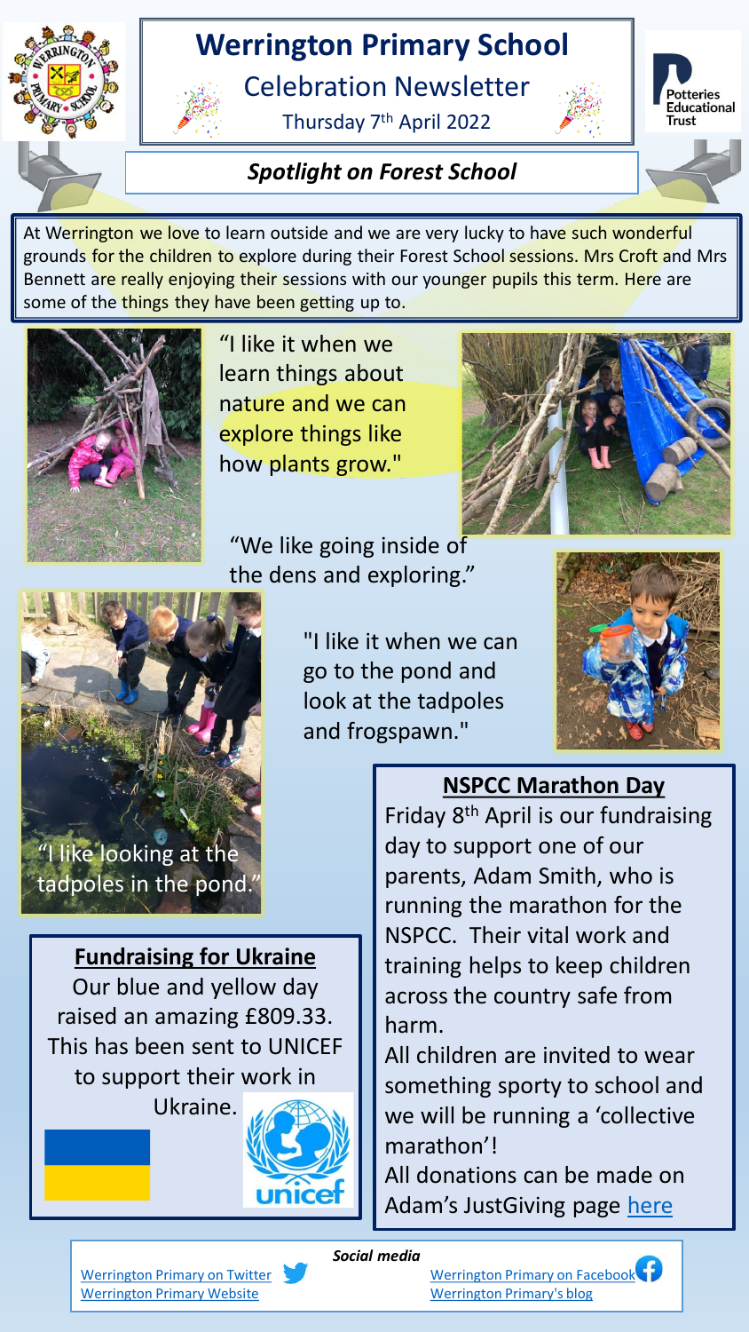# Werrington Primary School

## Celebration Newsletter

Thursday 7th April 2022

### *Spotlight on Forest School*

At Werrington we love to learn outside and we are very lucky to have such wonderful grounds for the children to explore during their Forest School sessions. Mrs Croft and Mrs Bennett are really enjoying their sessions with our younger pupils this term. Here are some of the things they have been getting up to.

"I like it when we learn things about nature and we can explore things like how plants grow."

"We like going inside of the dens and exploring."

"I like it when we can go to the pond and look at the tadpoles and frogspawn."

"I like looking at the tadpoles in the pond."

### **Fundraising for Ukraine**

Our blue and yellow day raised an amazing £809.33. This has been sent to UNICEF to support their work in Ukraine.

### **NSPCC Marathon Day**

Friday 8th April is our fundraising day to support one of our parents, Adam Smith, who is running the marathon for the NSPCC. Their vital work and training helps to keep children across the country safe from harm.

All children are invited to wear something sporty to school and we will be running a 'collective marathon'!

All donations can be made on Adam's JustGiving page here

*Social media*

Werrington Primary on Twitter
Werrington Primary Website
Werrington Primary on Facebook
Werrington Primary's blog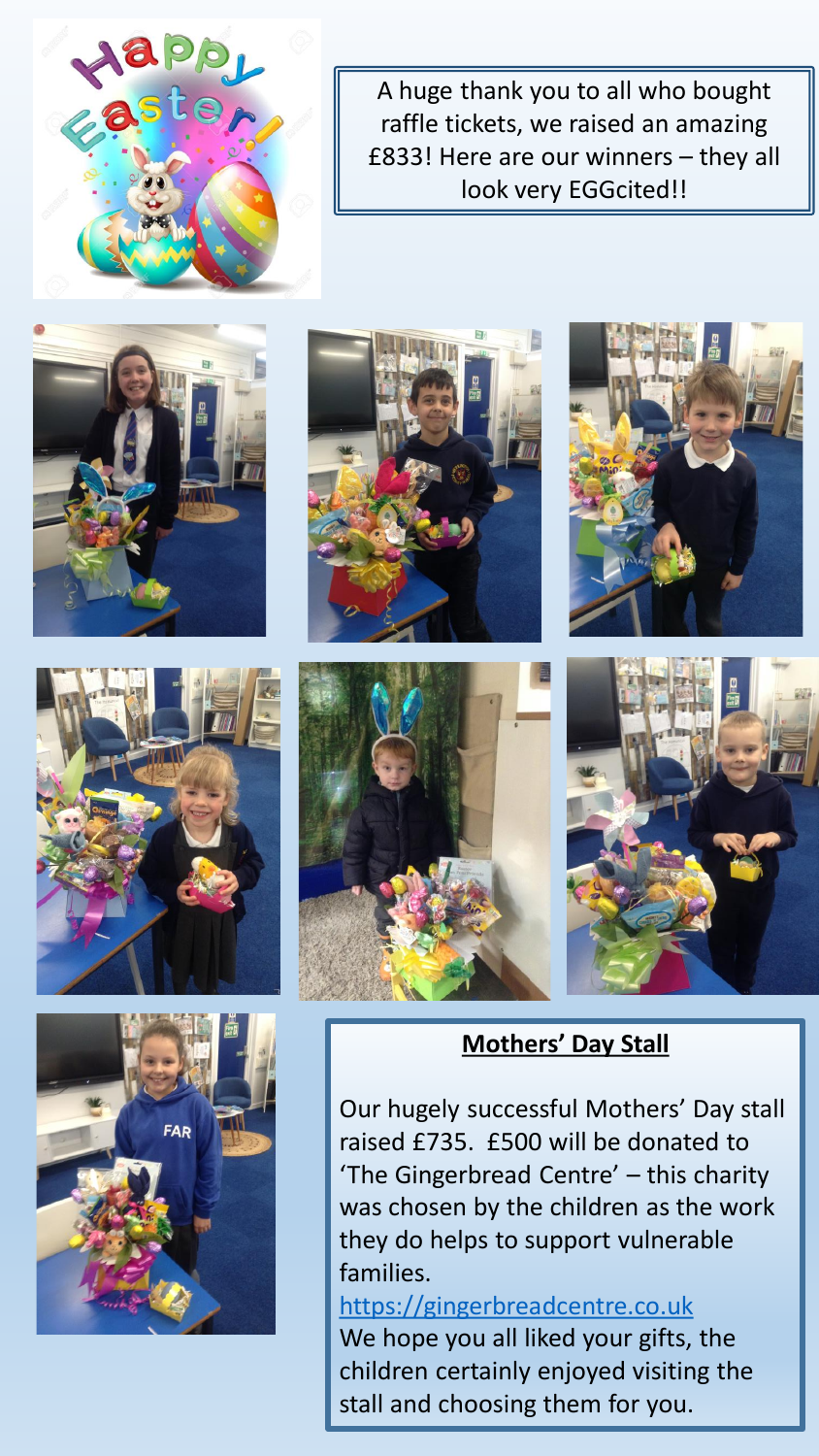A huge thank you to all who bought raffle tickets, we raised an amazing £833! Here are our winners – they all look very EGGcited!!

## Mothers' Day Stall

Our hugely successful Mothers' Day stall raised £735. £500 will be donated to 'The Gingerbread Centre' – this charity was chosen by the children as the work they do helps to support vulnerable families.

https://gingerbreadcentre.co.uk

We hope you all liked your gifts, the children certainly enjoyed visiting the stall and choosing them for you.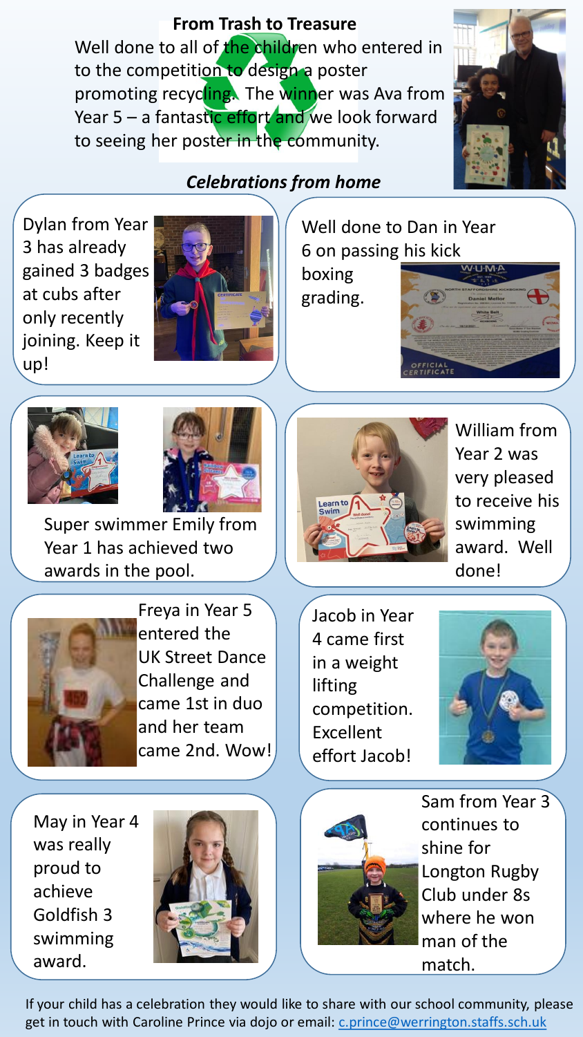## From Trash to Treasure

Well done to all of the children who entered in to the competition to design a poster promoting recycling. The winner was Ava from Year 5 – a fantastic effort and we look forward to seeing her poster in the community.

### *Celebrations from home*

Dylan from Year 3 has already gained 3 badges at cubs after only recently joining. Keep it up!

Well done to Dan in Year 6 on passing his kick boxing grading.

Super swimmer Emily from Year 1 has achieved two awards in the pool.

William from Year 2 was very pleased to receive his swimming award. Well done!

Freya in Year 5 entered the UK Street Dance Challenge and came 1st in duo and her team came 2nd. Wow!

Jacob in Year 4 came first in a weight lifting competition. Excellent effort Jacob!

May in Year 4 was really proud to achieve Goldfish 3 swimming award.

Sam from Year 3 continues to shine for Longton Rugby Club under 8s where he won man of the match.

If your child has a celebration they would like to share with our school community, please get in touch with Caroline Prince via dojo or email: c.prince@werrington.staffs.sch.uk